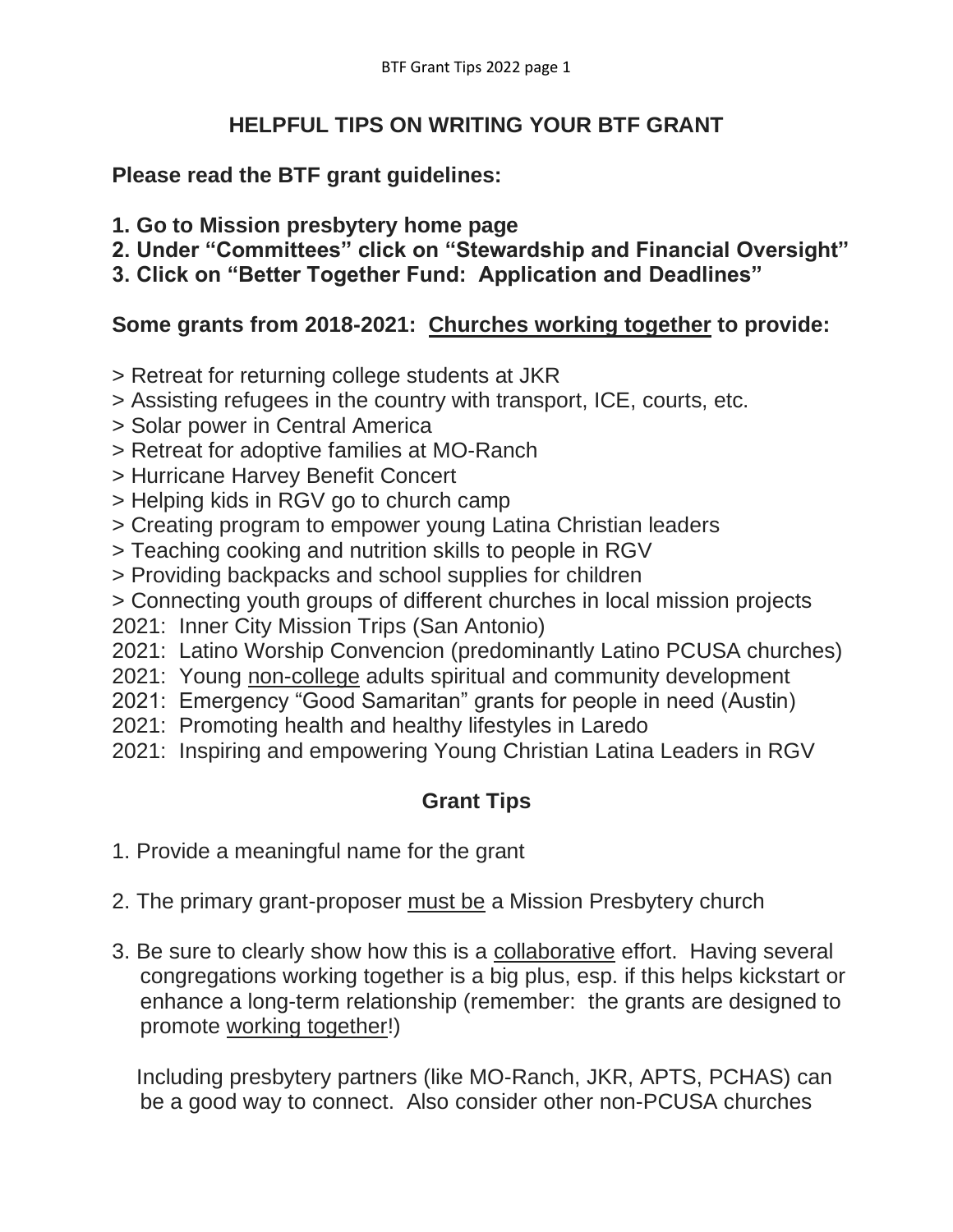# HELPFUL TIPS ON WRITING YOUR BTF GRANT

**Please read the BTF grant guidelines:**

**1. Go to Mission presbytery home page**
**2. Under "Committees" click on "Stewardship and Financial Oversight"**
**3. Click on "Better Together Fund: Application and Deadlines"**

**Some grants from 2018-2021: <u>Churches working together</u> to provide:**

> Retreat for returning college students at JKR
> Assisting refugees in the country with transport, ICE, courts, etc.
> Solar power in Central America
> Retreat for adoptive families at MO-Ranch
> Hurricane Harvey Benefit Concert
> Helping kids in RGV go to church camp
> Creating program to empower young Latina Christian leaders
> Teaching cooking and nutrition skills to people in RGV
> Providing backpacks and school supplies for children
> Connecting youth groups of different churches in local mission projects
2021: Inner City Mission Trips (San Antonio)
2021: Latino Worship Convencion (predominantly Latino PCUSA churches)
2021: Young <u>non-college</u> adults spiritual and community development
2021: Emergency "Good Samaritan" grants for people in need (Austin)
2021: Promoting health and healthy lifestyles in Laredo
2021: Inspiring and empowering Young Christian Latina Leaders in RGV

## Grant Tips

1. Provide a meaningful name for the grant

2. The primary grant-proposer <u>must be</u> a Mission Presbytery church

3. Be sure to clearly show how this is a <u>collaborative</u> effort. Having several congregations working together is a big plus, esp. if this helps kickstart or enhance a long-term relationship (remember: the grants are designed to promote <u>working together</u>!)

   Including presbytery partners (like MO-Ranch, JKR, APTS, PCHAS) can be a good way to connect. Also consider other non-PCUSA churches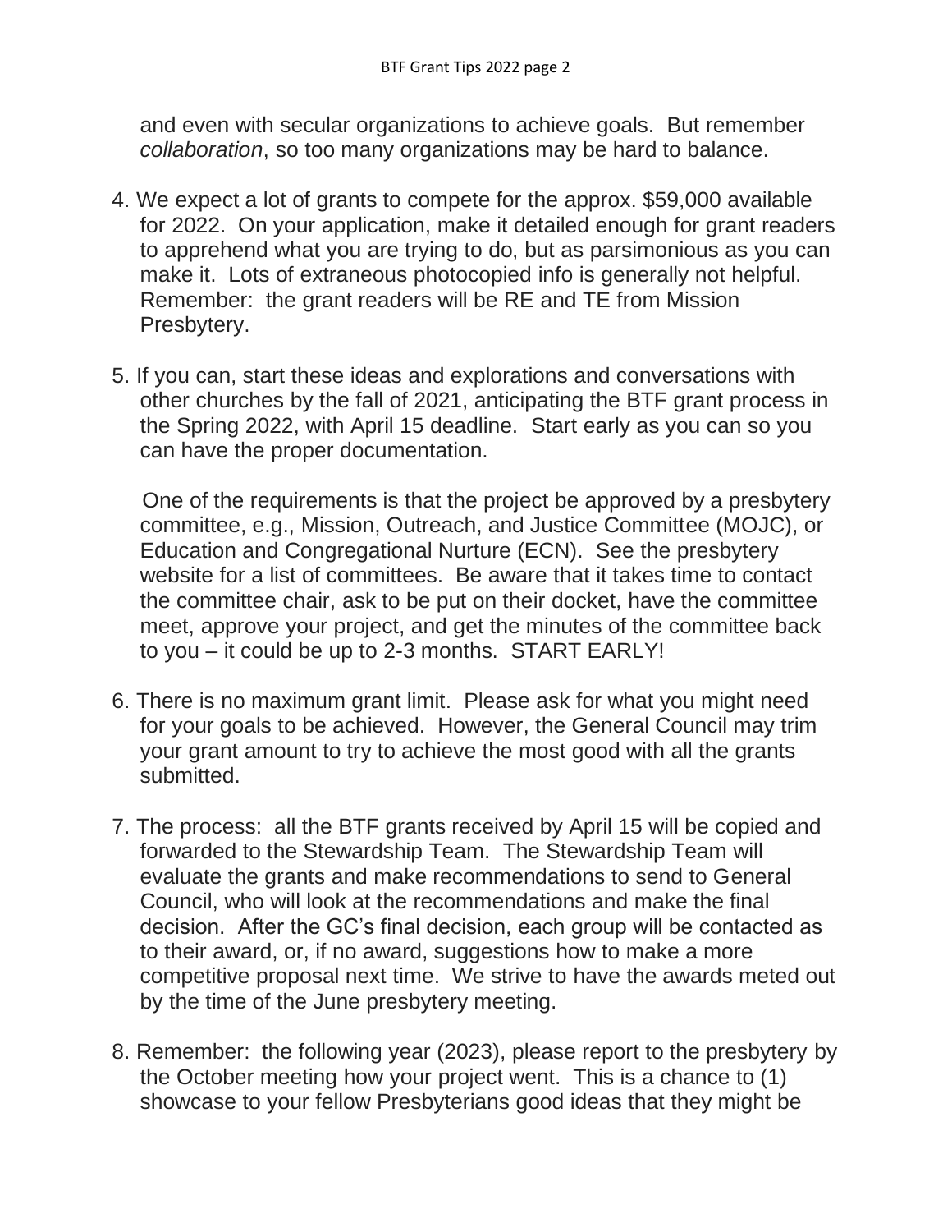and even with secular organizations to achieve goals. But remember *collaboration*, so too many organizations may be hard to balance.

4. We expect a lot of grants to compete for the approx. $59,000 available for 2022. On your application, make it detailed enough for grant readers to apprehend what you are trying to do, but as parsimonious as you can make it. Lots of extraneous photocopied info is generally not helpful. Remember: the grant readers will be RE and TE from Mission Presbytery.

5. If you can, start these ideas and explorations and conversations with other churches by the fall of 2021, anticipating the BTF grant process in the Spring 2022, with April 15 deadline. Start early as you can so you can have the proper documentation.

   One of the requirements is that the project be approved by a presbytery committee, e.g., Mission, Outreach, and Justice Committee (MOJC), or Education and Congregational Nurture (ECN). See the presbytery website for a list of committees. Be aware that it takes time to contact the committee chair, ask to be put on their docket, have the committee meet, approve your project, and get the minutes of the committee back to you – it could be up to 2-3 months. START EARLY!

6. There is no maximum grant limit. Please ask for what you might need for your goals to be achieved. However, the General Council may trim your grant amount to try to achieve the most good with all the grants submitted.

7. The process: all the BTF grants received by April 15 will be copied and forwarded to the Stewardship Team. The Stewardship Team will evaluate the grants and make recommendations to send to General Council, who will look at the recommendations and make the final decision. After the GC's final decision, each group will be contacted as to their award, or, if no award, suggestions how to make a more competitive proposal next time. We strive to have the awards meted out by the time of the June presbytery meeting.

8. Remember: the following year (2023), please report to the presbytery by the October meeting how your project went. This is a chance to (1) showcase to your fellow Presbyterians good ideas that they might be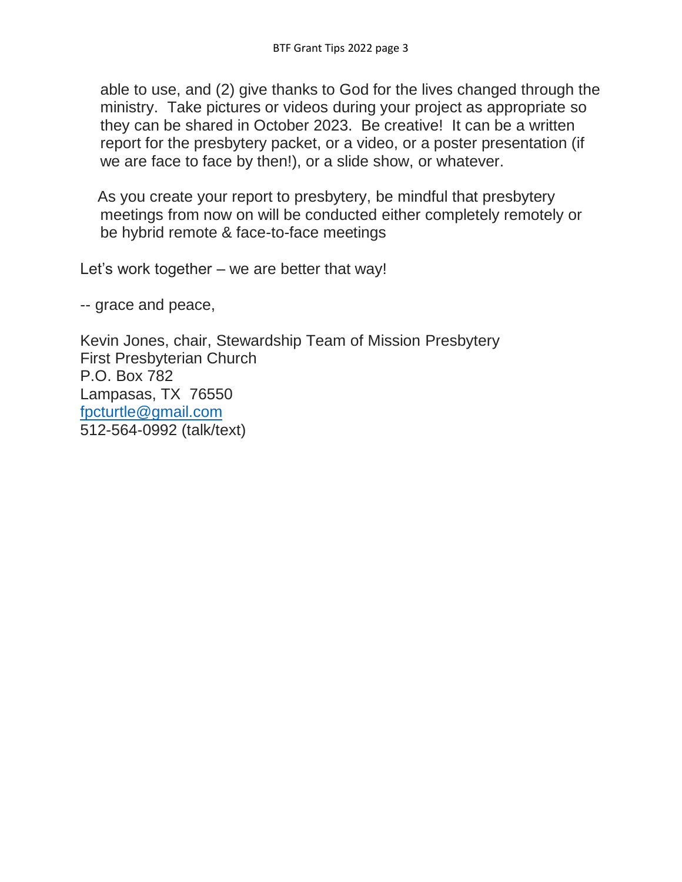able to use, and (2) give thanks to God for the lives changed through the ministry. Take pictures or videos during your project as appropriate so they can be shared in October 2023. Be creative! It can be a written report for the presbytery packet, or a video, or a poster presentation (if we are face to face by then!), or a slide show, or whatever.

As you create your report to presbytery, be mindful that presbytery meetings from now on will be conducted either completely remotely or be hybrid remote & face-to-face meetings

Let's work together – we are better that way!

-- grace and peace,

Kevin Jones, chair, Stewardship Team of Mission Presbytery
First Presbyterian Church
P.O. Box 782
Lampasas, TX 76550
fpcturtle@gmail.com
512-564-0992 (talk/text)